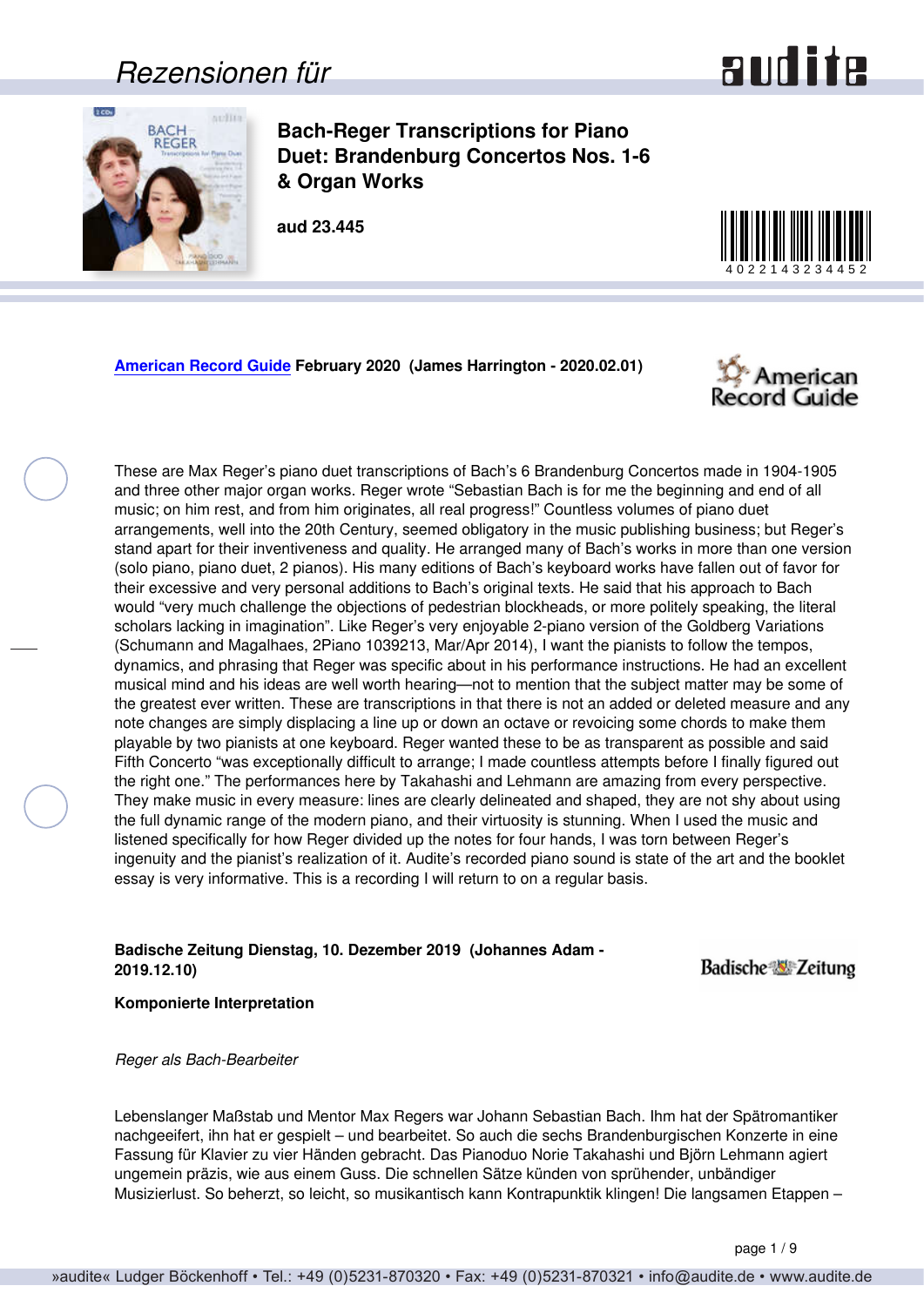# Bach-Reger Transcriptions for Piano Duet: Brandenburg Concertos Nos. 1-6 & Organ Works

**aud 23.445**

**American Record Guide February 2020 (James Harrington - 2020.02.01)**

These are Max Reger's piano duet transcriptions of Bach's 6 Brandenburg Concertos made in 1904-1905 and three other major organ works. Reger wrote "Sebastian Bach is for me the beginning and end of all music; on him rest, and from him originates, all real progress!" Countless volumes of piano duet arrangements, well into the 20th Century, seemed obligatory in the music publishing business; but Reger's stand apart for their inventiveness and quality. He arranged many of Bach's works in more than one version (solo piano, piano duet, 2 pianos). His many editions of Bach's keyboard works have fallen out of favor for their excessive and very personal additions to Bach's original texts. He said that his approach to Bach would "very much challenge the objections of pedestrian blockheads, or more politely speaking, the literal scholars lacking in imagination". Like Reger's very enjoyable 2-piano version of the Goldberg Variations (Schumann and Magalhaes, 2Piano 1039213, Mar/Apr 2014), I want the pianists to follow the tempos, dynamics, and phrasing that Reger was specific about in his performance instructions. He had an excellent musical mind and his ideas are well worth hearing—not to mention that the subject matter may be some of the greatest ever written. These are transcriptions in that there is not an added or deleted measure and any note changes are simply displacing a line up or down an octave or revoicing some chords to make them playable by two pianists at one keyboard. Reger wanted these to be as transparent as possible and said Fifth Concerto "was exceptionally difficult to arrange; I made countless attempts before I finally figured out the right one." The performances here by Takahashi and Lehmann are amazing from every perspective. They make music in every measure: lines are clearly delineated and shaped, they are not shy about using the full dynamic range of the modern piano, and their virtuosity is stunning. When I used the music and listened specifically for how Reger divided up the notes for four hands, I was torn between Reger's ingenuity and the pianist's realization of it. Audite's recorded piano sound is state of the art and the booklet essay is very informative. This is a recording I will return to on a regular basis.

**Badische Zeitung Dienstag, 10. Dezember 2019 (Johannes Adam - 2019.12.10)**

**Komponierte Interpretation**

*Reger als Bach-Bearbeiter*

Lebenslanger Maßstab und Mentor Max Regers war Johann Sebastian Bach. Ihm hat der Spätromantiker nachgeeifert, ihn hat er gespielt – und bearbeitet. So auch die sechs Brandenburgischen Konzerte in eine Fassung für Klavier zu vier Händen gebracht. Das Pianoduo Norie Takahashi und Björn Lehmann agiert ungemein präzis, wie aus einem Guss. Die schnellen Sätze künden von sprühender, unbändiger Musizierlust. So beherzt, so leicht, so musikantisch kann Kontrapunktik klingen! Die langsamen Etappen –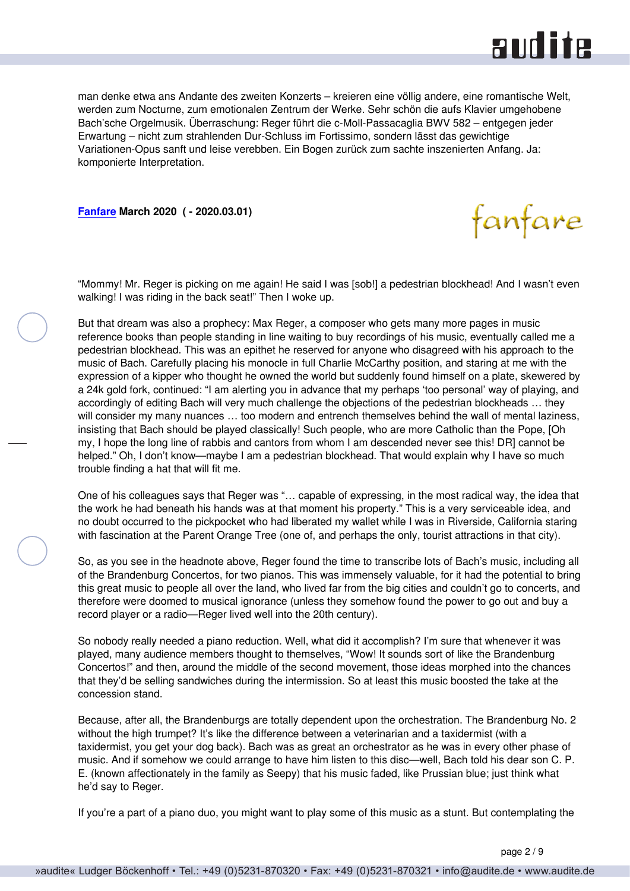man denke etwa ans Andante des zweiten Konzerts – kreieren eine völlig andere, eine romantische Welt, werden zum Nocturne, zum emotionalen Zentrum der Werke. Sehr schön die aufs Klavier umgehobene Bach'sche Orgelmusik. Überraschung: Reger führt die c-Moll-Passacaglia BWV 582 – entgegen jeder Erwartung – nicht zum strahlenden Dur-Schluss im Fortissimo, sondern lässt das gewichtige Variationen-Opus sanft und leise verebben. Ein Bogen zurück zum sachte inszenierten Anfang. Ja: komponierte Interpretation.

**Fanfare March 2020 ( - 2020.03.01)**

"Mommy! Mr. Reger is picking on me again! He said I was [sob!] a pedestrian blockhead! And I wasn't even walking! I was riding in the back seat!" Then I woke up.

But that dream was also a prophecy: Max Reger, a composer who gets many more pages in music reference books than people standing in line waiting to buy recordings of his music, eventually called me a pedestrian blockhead. This was an epithet he reserved for anyone who disagreed with his approach to the music of Bach. Carefully placing his monocle in full Charlie McCarthy position, and staring at me with the expression of a kipper who thought he owned the world but suddenly found himself on a plate, skewered by a 24k gold fork, continued: "I am alerting you in advance that my perhaps 'too personal' way of playing, and accordingly of editing Bach will very much challenge the objections of the pedestrian blockheads … they will consider my many nuances … too modern and entrench themselves behind the wall of mental laziness, insisting that Bach should be played classically! Such people, who are more Catholic than the Pope, [Oh my, I hope the long line of rabbis and cantors from whom I am descended never see this! DR] cannot be helped." Oh, I don't know—maybe I am a pedestrian blockhead. That would explain why I have so much trouble finding a hat that will fit me.

One of his colleagues says that Reger was "… capable of expressing, in the most radical way, the idea that the work he had beneath his hands was at that moment his property." This is a very serviceable idea, and no doubt occurred to the pickpocket who had liberated my wallet while I was in Riverside, California staring with fascination at the Parent Orange Tree (one of, and perhaps the only, tourist attractions in that city).

So, as you see in the headnote above, Reger found the time to transcribe lots of Bach's music, including all of the Brandenburg Concertos, for two pianos. This was immensely valuable, for it had the potential to bring this great music to people all over the land, who lived far from the big cities and couldn't go to concerts, and therefore were doomed to musical ignorance (unless they somehow found the power to go out and buy a record player or a radio—Reger lived well into the 20th century).

So nobody really needed a piano reduction. Well, what did it accomplish? I'm sure that whenever it was played, many audience members thought to themselves, "Wow! It sounds sort of like the Brandenburg Concertos!" and then, around the middle of the second movement, those ideas morphed into the chances that they'd be selling sandwiches during the intermission. So at least this music boosted the take at the concession stand.

Because, after all, the Brandenburgs are totally dependent upon the orchestration. The Brandenburg No. 2 without the high trumpet? It's like the difference between a veterinarian and a taxidermist (with a taxidermist, you get your dog back). Bach was as great an orchestrator as he was in every other phase of music. And if somehow we could arrange to have him listen to this disc—well, Bach told his dear son C. P. E. (known affectionately in the family as Seepy) that his music faded, like Prussian blue; just think what he'd say to Reger.

If you're a part of a piano duo, you might want to play some of this music as a stunt. But contemplating the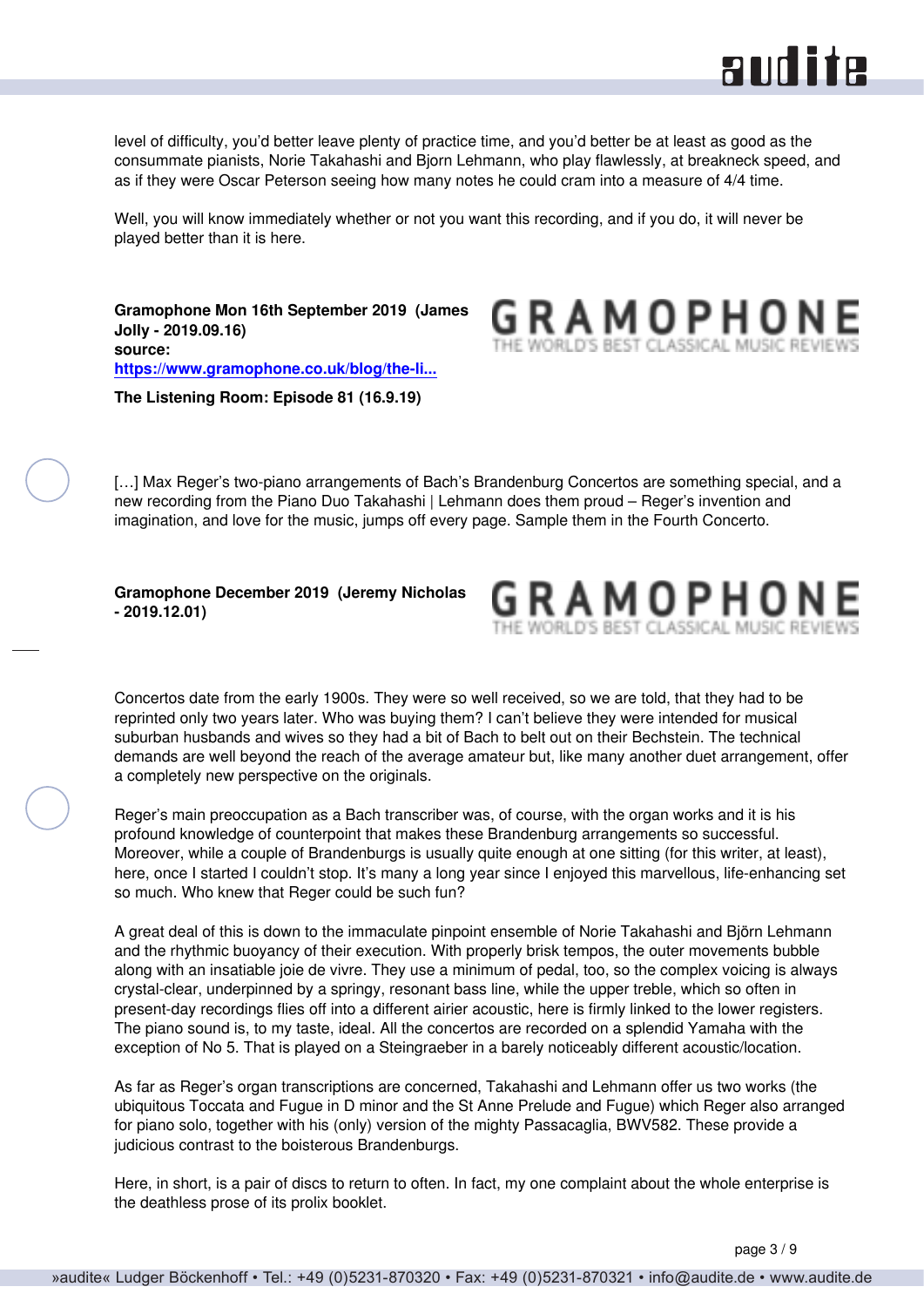level of difficulty, you'd better leave plenty of practice time, and you'd better be at least as good as the consummate pianists, Norie Takahashi and Bjorn Lehmann, who play flawlessly, at breakneck speed, and as if they were Oscar Peterson seeing how many notes he could cram into a measure of 4/4 time.

Well, you will know immediately whether or not you want this recording, and if you do, it will never be played better than it is here.

**Gramophone Mon 16th September 2019 (James Jolly - 2019.09.16)**
**source:**
**https://www.gramophone.co.uk/blog/the-li...**

**The Listening Room: Episode 81 (16.9.19)**

[…] Max Reger's two-piano arrangements of Bach's Brandenburg Concertos are something special, and a new recording from the Piano Duo Takahashi | Lehmann does them proud – Reger's invention and imagination, and love for the music, jumps off every page. Sample them in the Fourth Concerto.

**Gramophone December 2019 (Jeremy Nicholas - 2019.12.01)**

Concertos date from the early 1900s. They were so well received, so we are told, that they had to be reprinted only two years later. Who was buying them? I can't believe they were intended for musical suburban husbands and wives so they had a bit of Bach to belt out on their Bechstein. The technical demands are well beyond the reach of the average amateur but, like many another duet arrangement, offer a completely new perspective on the originals.

Reger's main preoccupation as a Bach transcriber was, of course, with the organ works and it is his profound knowledge of counterpoint that makes these Brandenburg arrangements so successful. Moreover, while a couple of Brandenburgs is usually quite enough at one sitting (for this writer, at least), here, once I started I couldn't stop. It's many a long year since I enjoyed this marvellous, life-enhancing set so much. Who knew that Reger could be such fun?

A great deal of this is down to the immaculate pinpoint ensemble of Norie Takahashi and Björn Lehmann and the rhythmic buoyancy of their execution. With properly brisk tempos, the outer movements bubble along with an insatiable joie de vivre. They use a minimum of pedal, too, so the complex voicing is always crystal-clear, underpinned by a springy, resonant bass line, while the upper treble, which so often in present-day recordings flies off into a different airier acoustic, here is firmly linked to the lower registers. The piano sound is, to my taste, ideal. All the concertos are recorded on a splendid Yamaha with the exception of No 5. That is played on a Steingraeber in a barely noticeably different acoustic/location.

As far as Reger's organ transcriptions are concerned, Takahashi and Lehmann offer us two works (the ubiquitous Toccata and Fugue in D minor and the St Anne Prelude and Fugue) which Reger also arranged for piano solo, together with his (only) version of the mighty Passacaglia, BWV582. These provide a judicious contrast to the boisterous Brandenburgs.

Here, in short, is a pair of discs to return to often. In fact, my one complaint about the whole enterprise is the deathless prose of its prolix booklet.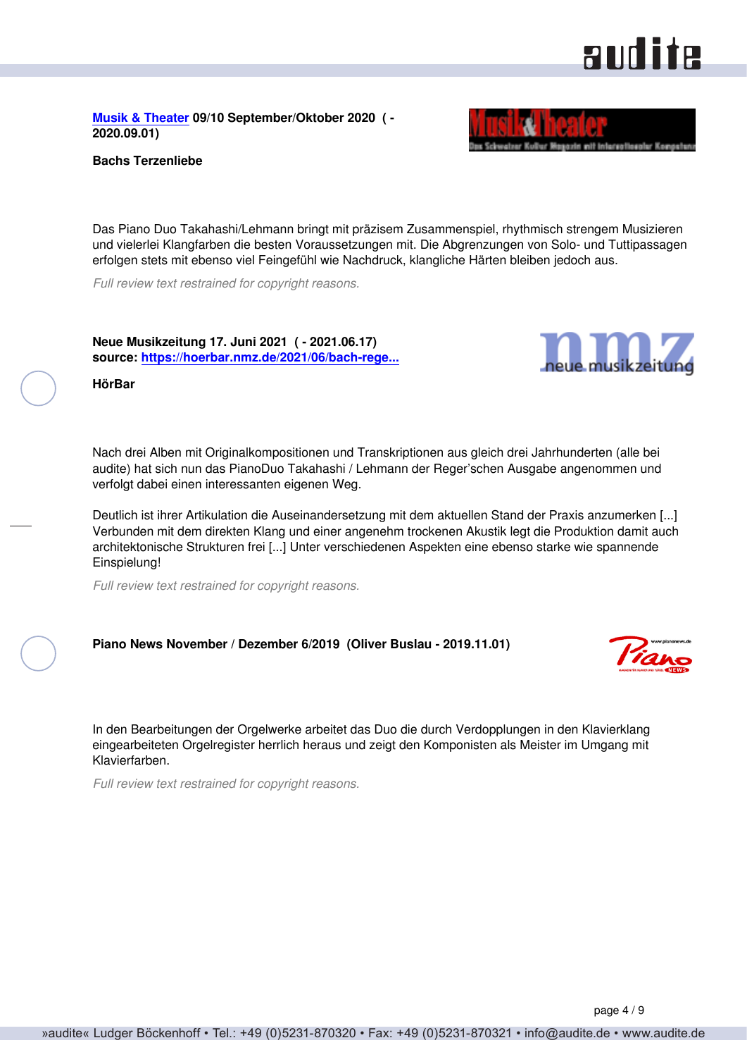**[Musik & Theater](#) 09/10 September/Oktober 2020 ( - 2020.09.01)**

**Bachs Terzenliebe**

Das Piano Duo Takahashi/Lehmann bringt mit präzisem Zusammenspiel, rhythmisch strengem Musizieren und vielerlei Klangfarben die besten Voraussetzungen mit. Die Abgrenzungen von Solo- und Tuttipassagen erfolgen stets mit ebenso viel Feingefühl wie Nachdruck, klangliche Härten bleiben jedoch aus.

*Full review text restrained for copyright reasons.*

**Neue Musikzeitung 17. Juni 2021 ( - 2021.06.17)**
**source: [https://hoerbar.nmz.de/2021/06/bach-rege...](https://hoerbar.nmz.de/2021/06/bach-rege...)**

**HörBar**

Nach drei Alben mit Originalkompositionen und Transkriptionen aus gleich drei Jahrhunderten (alle bei audite) hat sich nun das PianoDuo Takahashi / Lehmann der Reger'schen Ausgabe angenommen und verfolgt dabei einen interessanten eigenen Weg.

Deutlich ist ihrer Artikulation die Auseinandersetzung mit dem aktuellen Stand der Praxis anzumerken [...] Verbunden mit dem direkten Klang und einer angenehm trockenen Akustik legt die Produktion damit auch architektonische Strukturen frei [...] Unter verschiedenen Aspekten eine ebenso starke wie spannende Einspielung!

*Full review text restrained for copyright reasons.*

**Piano News November / Dezember 6/2019 (Oliver Buslau - 2019.11.01)**

In den Bearbeitungen der Orgelwerke arbeitet das Duo die durch Verdopplungen in den Klavierklang eingearbeiteten Orgelregister herrlich heraus und zeigt den Komponisten als Meister im Umgang mit Klavierfarben.

*Full review text restrained for copyright reasons.*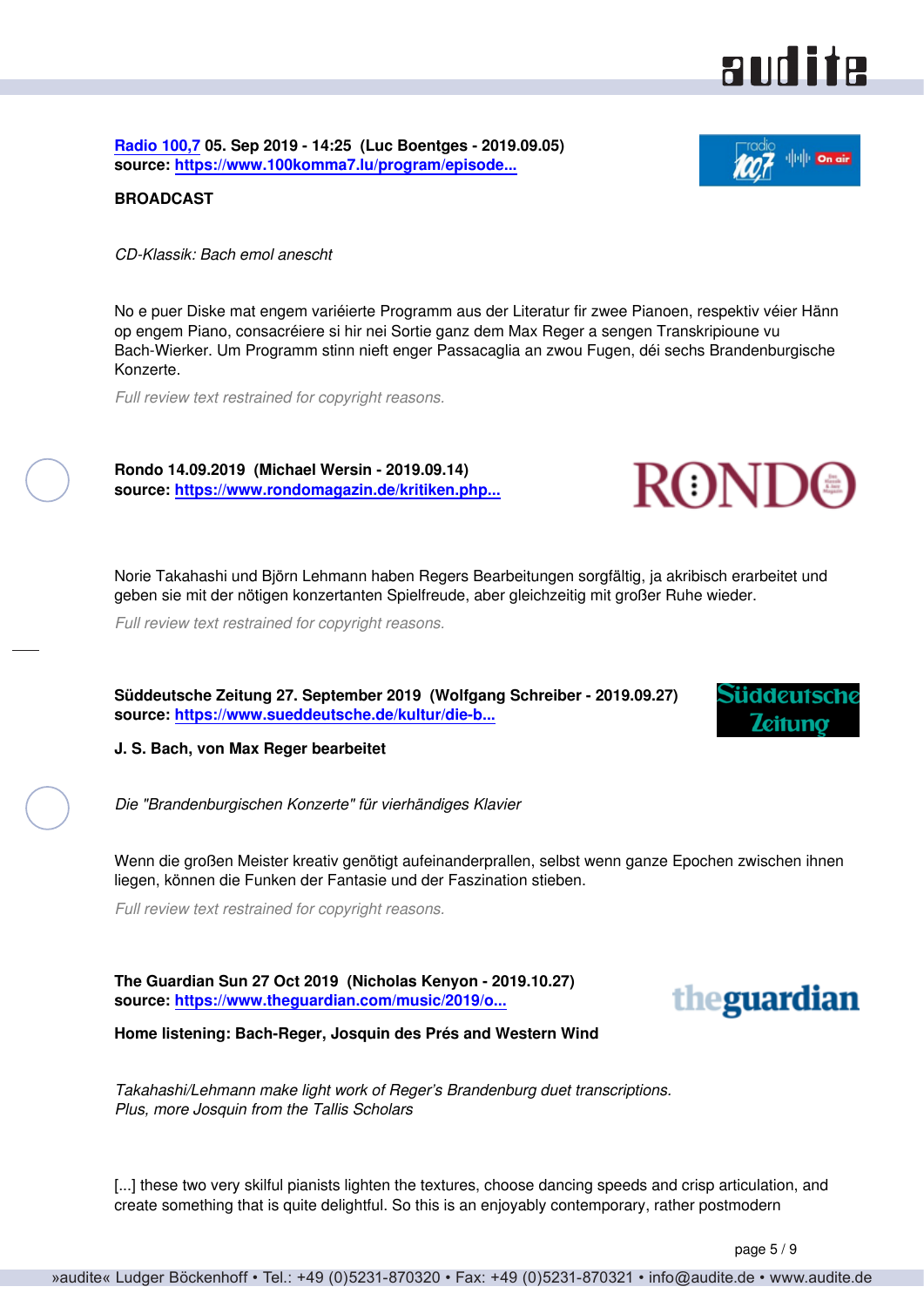**Radio 100,7 05. Sep 2019 - 14:25 (Luc Boentges - 2019.09.05)**
**source: https://www.100komma7.lu/program/episode...**

**BROADCAST**

*CD-Klassik: Bach emol anescht*

No e puer Diske mat engem variéierte Programm aus der Literatur fir zwee Pianoen, respektiv véier Hänn op engem Piano, consacréiere si hir nei Sortie ganz dem Max Reger a sengen Transkripioune vu Bach-Wierker. Um Programm stinn nieft enger Passacaglia an zwou Fugen, déi sechs Brandenburgische Konzerte.

*Full review text restrained for copyright reasons.*

**Rondo 14.09.2019 (Michael Wersin - 2019.09.14)**
**source: https://www.rondomagazin.de/kritiken.php...**

Norie Takahashi und Björn Lehmann haben Regers Bearbeitungen sorgfältig, ja akribisch erarbeitet und geben sie mit der nötigen konzertanten Spielfreude, aber gleichzeitig mit großer Ruhe wieder.

*Full review text restrained for copyright reasons.*

**Süddeutsche Zeitung 27. September 2019 (Wolfgang Schreiber - 2019.09.27)**
**source: https://www.sueddeutsche.de/kultur/die-b...**

**J. S. Bach, von Max Reger bearbeitet**

*Die "Brandenburgischen Konzerte" für vierhändiges Klavier*

Wenn die großen Meister kreativ genötigt aufeinanderprallen, selbst wenn ganze Epochen zwischen ihnen liegen, können die Funken der Fantasie und der Faszination stieben.

*Full review text restrained for copyright reasons.*

**The Guardian Sun 27 Oct 2019 (Nicholas Kenyon - 2019.10.27)**
**source: https://www.theguardian.com/music/2019/o...**

**Home listening: Bach-Reger, Josquin des Prés and Western Wind**

*Takahashi/Lehmann make light work of Reger's Brandenburg duet transcriptions.*
*Plus, more Josquin from the Tallis Scholars*

[...] these two very skilful pianists lighten the textures, choose dancing speeds and crisp articulation, and create something that is quite delightful. So this is an enjoyably contemporary, rather postmodern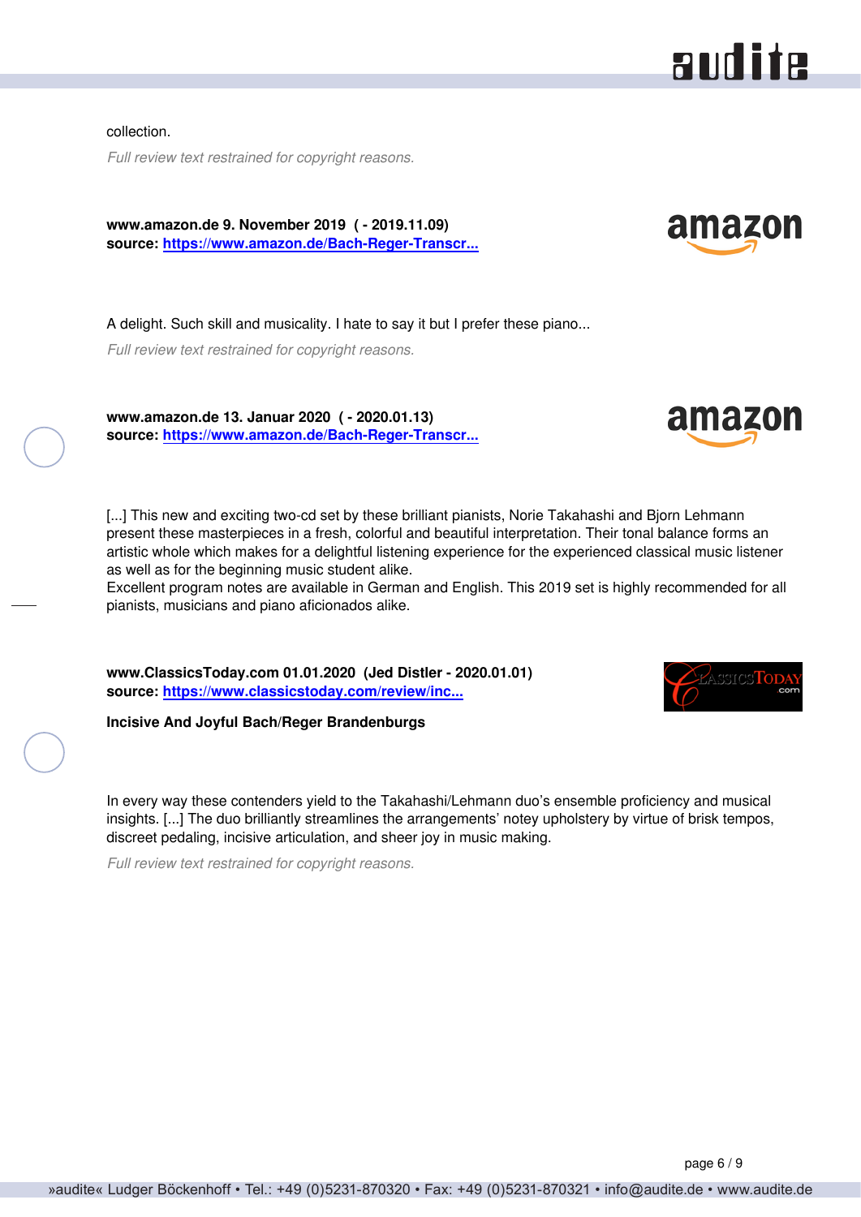collection.

*Full review text restrained for copyright reasons.*

**www.amazon.de 9. November 2019 ( - 2019.11.09)**
**source: [https://www.amazon.de/Bach-Reger-Transcr...](https://www.amazon.de/Bach-Reger-Transcr...)**

A delight. Such skill and musicality. I hate to say it but I prefer these piano...

*Full review text restrained for copyright reasons.*

**www.amazon.de 13. Januar 2020 ( - 2020.01.13)**
**source: [https://www.amazon.de/Bach-Reger-Transcr...](https://www.amazon.de/Bach-Reger-Transcr...)**

[...] This new and exciting two-cd set by these brilliant pianists, Norie Takahashi and Bjorn Lehmann present these masterpieces in a fresh, colorful and beautiful interpretation. Their tonal balance forms an artistic whole which makes for a delightful listening experience for the experienced classical music listener as well as for the beginning music student alike.
Excellent program notes are available in German and English. This 2019 set is highly recommended for all pianists, musicians and piano aficionados alike.

**www.ClassicsToday.com 01.01.2020 (Jed Distler - 2020.01.01)**
**source: [https://www.classicstoday.com/review/inc...](https://www.classicstoday.com/review/inc...)**

**Incisive And Joyful Bach/Reger Brandenburgs**

In every way these contenders yield to the Takahashi/Lehmann duo's ensemble proficiency and musical insights. [...] The duo brilliantly streamlines the arrangements' notey upholstery by virtue of brisk tempos, discreet pedaling, incisive articulation, and sheer joy in music making.

*Full review text restrained for copyright reasons.*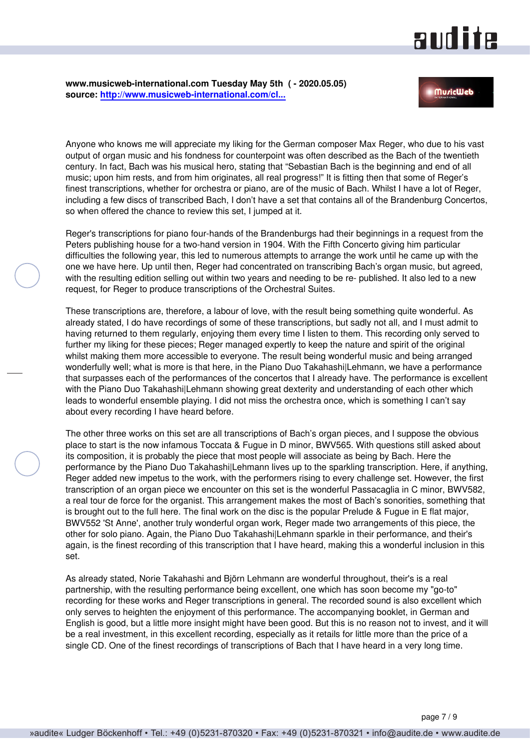**www.musicweb-international.com Tuesday May 5th ( - 2020.05.05)**
**source: [http://www.musicweb-international.com/cl...](http://www.musicweb-international.com/cl...)**

Anyone who knows me will appreciate my liking for the German composer Max Reger, who due to his vast output of organ music and his fondness for counterpoint was often described as the Bach of the twentieth century. In fact, Bach was his musical hero, stating that "Sebastian Bach is the beginning and end of all music; upon him rests, and from him originates, all real progress!" It is fitting then that some of Reger's finest transcriptions, whether for orchestra or piano, are of the music of Bach. Whilst I have a lot of Reger, including a few discs of transcribed Bach, I don't have a set that contains all of the Brandenburg Concertos, so when offered the chance to review this set, I jumped at it.

Reger's transcriptions for piano four-hands of the Brandenburgs had their beginnings in a request from the Peters publishing house for a two-hand version in 1904. With the Fifth Concerto giving him particular difficulties the following year, this led to numerous attempts to arrange the work until he came up with the one we have here. Up until then, Reger had concentrated on transcribing Bach's organ music, but agreed, with the resulting edition selling out within two years and needing to be re- published. It also led to a new request, for Reger to produce transcriptions of the Orchestral Suites.

These transcriptions are, therefore, a labour of love, with the result being something quite wonderful. As already stated, I do have recordings of some of these transcriptions, but sadly not all, and I must admit to having returned to them regularly, enjoying them every time I listen to them. This recording only served to further my liking for these pieces; Reger managed expertly to keep the nature and spirit of the original whilst making them more accessible to everyone. The result being wonderful music and being arranged wonderfully well; what is more is that here, in the Piano Duo Takahashi|Lehmann, we have a performance that surpasses each of the performances of the concertos that I already have. The performance is excellent with the Piano Duo Takahashi|Lehmann showing great dexterity and understanding of each other which leads to wonderful ensemble playing. I did not miss the orchestra once, which is something I can't say about every recording I have heard before.

The other three works on this set are all transcriptions of Bach's organ pieces, and I suppose the obvious place to start is the now infamous Toccata & Fugue in D minor, BWV565. With questions still asked about its composition, it is probably the piece that most people will associate as being by Bach. Here the performance by the Piano Duo Takahashi|Lehmann lives up to the sparkling transcription. Here, if anything, Reger added new impetus to the work, with the performers rising to every challenge set. However, the first transcription of an organ piece we encounter on this set is the wonderful Passacaglia in C minor, BWV582, a real tour de force for the organist. This arrangement makes the most of Bach's sonorities, something that is brought out to the full here. The final work on the disc is the popular Prelude & Fugue in E flat major, BWV552 'St Anne', another truly wonderful organ work, Reger made two arrangements of this piece, the other for solo piano. Again, the Piano Duo Takahashi|Lehmann sparkle in their performance, and their's again, is the finest recording of this transcription that I have heard, making this a wonderful inclusion in this set.

As already stated, Norie Takahashi and Björn Lehmann are wonderful throughout, their's is a real partnership, with the resulting performance being excellent, one which has soon become my "go-to" recording for these works and Reger transcriptions in general. The recorded sound is also excellent which only serves to heighten the enjoyment of this performance. The accompanying booklet, in German and English is good, but a little more insight might have been good. But this is no reason not to invest, and it will be a real investment, in this excellent recording, especially as it retails for little more than the price of a single CD. One of the finest recordings of transcriptions of Bach that I have heard in a very long time.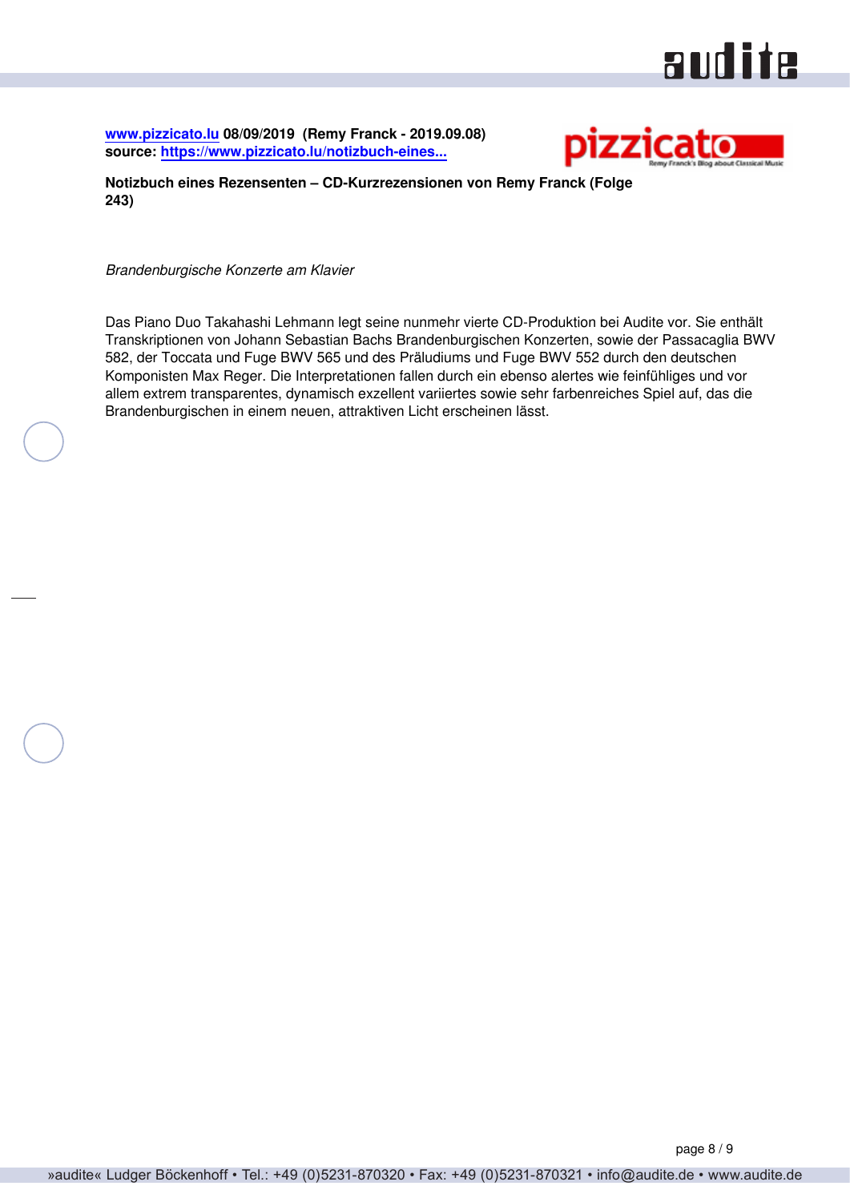**www.pizzicato.lu 08/09/2019 (Remy Franck - 2019.09.08)**
**source: https://www.pizzicato.lu/notizbuch-eines...**

**Notizbuch eines Rezensenten – CD-Kurzrezensionen von Remy Franck (Folge 243)**

*Brandenburgische Konzerte am Klavier*

Das Piano Duo Takahashi Lehmann legt seine nunmehr vierte CD-Produktion bei Audite vor. Sie enthält Transkriptionen von Johann Sebastian Bachs Brandenburgischen Konzerten, sowie der Passacaglia BWV 582, der Toccata und Fuge BWV 565 und des Präludiums und Fuge BWV 552 durch den deutschen Komponisten Max Reger. Die Interpretationen fallen durch ein ebenso alertes wie feinfühliges und vor allem extrem transparentes, dynamisch exzellent variiertes sowie sehr farbenreiches Spiel auf, das die Brandenburgischen in einem neuen, attraktiven Licht erscheinen lässt.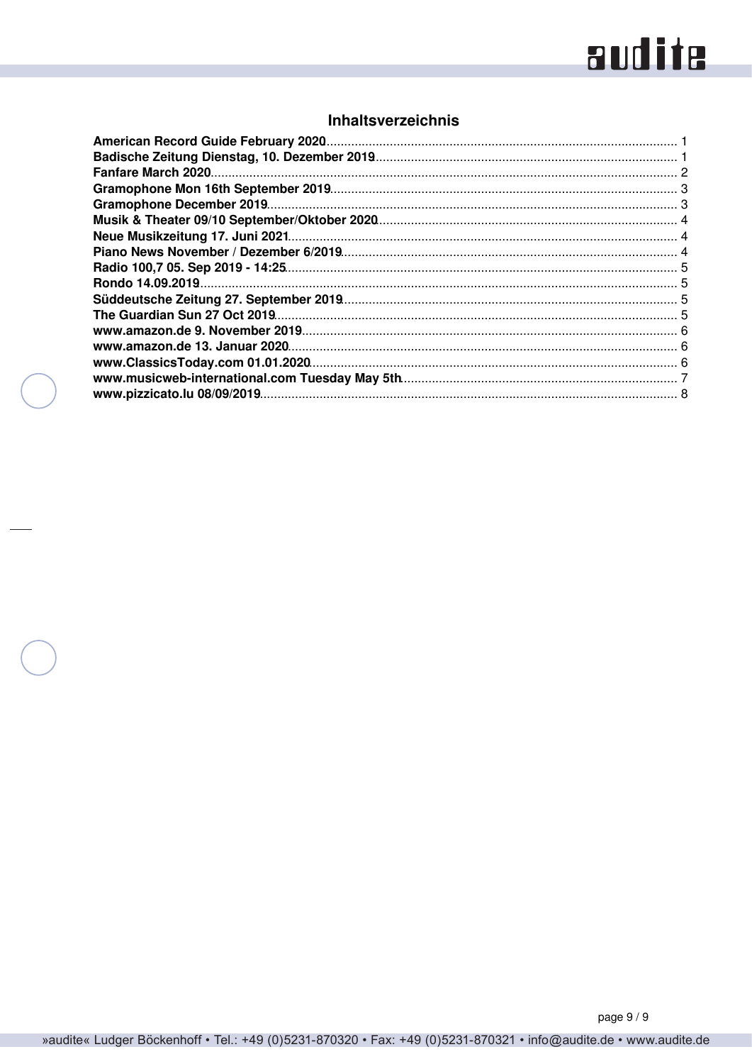## Inhaltsverzeichnis

**American Record Guide February 2020**.......... 1
**Badische Zeitung Dienstag, 10. Dezember 2019**.......... 1
**Fanfare March 2020**.......... 2
**Gramophone Mon 16th September 2019**.......... 3
**Gramophone December 2019**.......... 3
**Musik & Theater 09/10 September/Oktober 2020**.......... 4
**Neue Musikzeitung 17. Juni 2021**.......... 4
**Piano News November / Dezember 6/2019**.......... 4
**Radio 100,7 05. Sep 2019 - 14:25**.......... 5
**Rondo 14.09.2019**.......... 5
**Süddeutsche Zeitung 27. September 2019**.......... 5
**The Guardian Sun 27 Oct 2019**.......... 5
**www.amazon.de 9. November 2019**.......... 6
**www.amazon.de 13. Januar 2020**.......... 6
**www.ClassicsToday.com 01.01.2020**.......... 6
**www.musicweb-international.com Tuesday May 5th**.......... 7
**www.pizzicato.lu 08/09/2019**.......... 8